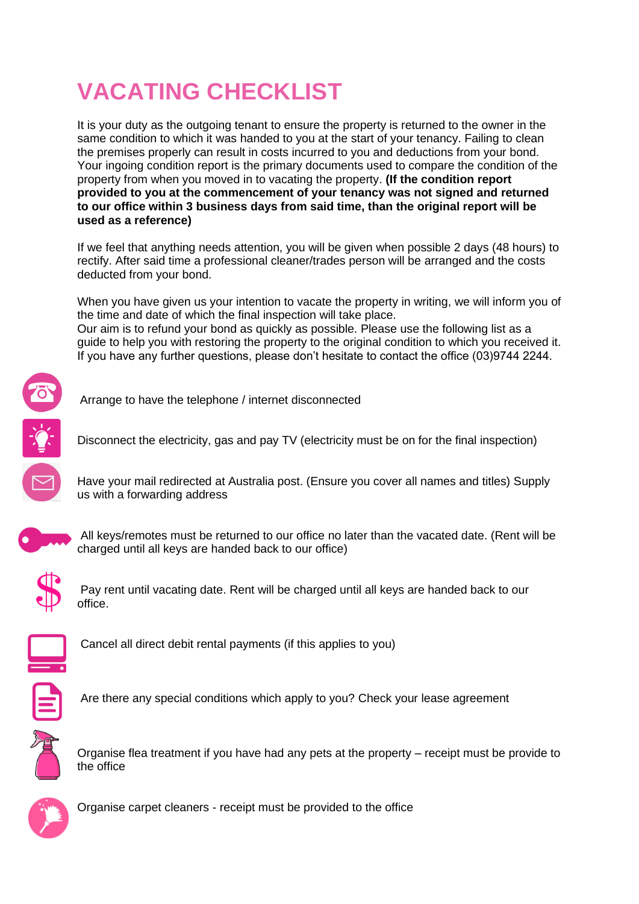# VACATING CHECKLIST

It is your duty as the outgoing tenant to ensure the property is returned to the owner in the same condition to which it was handed to you at the start of your tenancy. Failing to clean the premises properly can result in costs incurred to you and deductions from your bond. Your ingoing condition report is the primary documents used to compare the condition of the property from when you moved in to vacating the property. **(If the condition report provided to you at the commencement of your tenancy was not signed and returned to our office within 3 business days from said time, than the original report will be used as a reference)**

If we feel that anything needs attention, you will be given when possible 2 days (48 hours) to rectify. After said time a professional cleaner/trades person will be arranged and the costs deducted from your bond.

When you have given us your intention to vacate the property in writing, we will inform you of the time and date of which the final inspection will take place.
Our aim is to refund your bond as quickly as possible. Please use the following list as a guide to help you with restoring the property to the original condition to which you received it. If you have any further questions, please don't hesitate to contact the office (03)9744 2244.

- Arrange to have the telephone / internet disconnected
- Disconnect the electricity, gas and pay TV (electricity must be on for the final inspection)
- Have your mail redirected at Australia post. (Ensure you cover all names and titles) Supply us with a forwarding address
- All keys/remotes must be returned to our office no later than the vacated date. (Rent will be charged until all keys are handed back to our office)
- Pay rent until vacating date. Rent will be charged until all keys are handed back to our office.
- Cancel all direct debit rental payments (if this applies to you)
- Are there any special conditions which apply to you? Check your lease agreement
- Organise flea treatment if you have had any pets at the property – receipt must be provide to the office
- Organise carpet cleaners - receipt must be provided to the office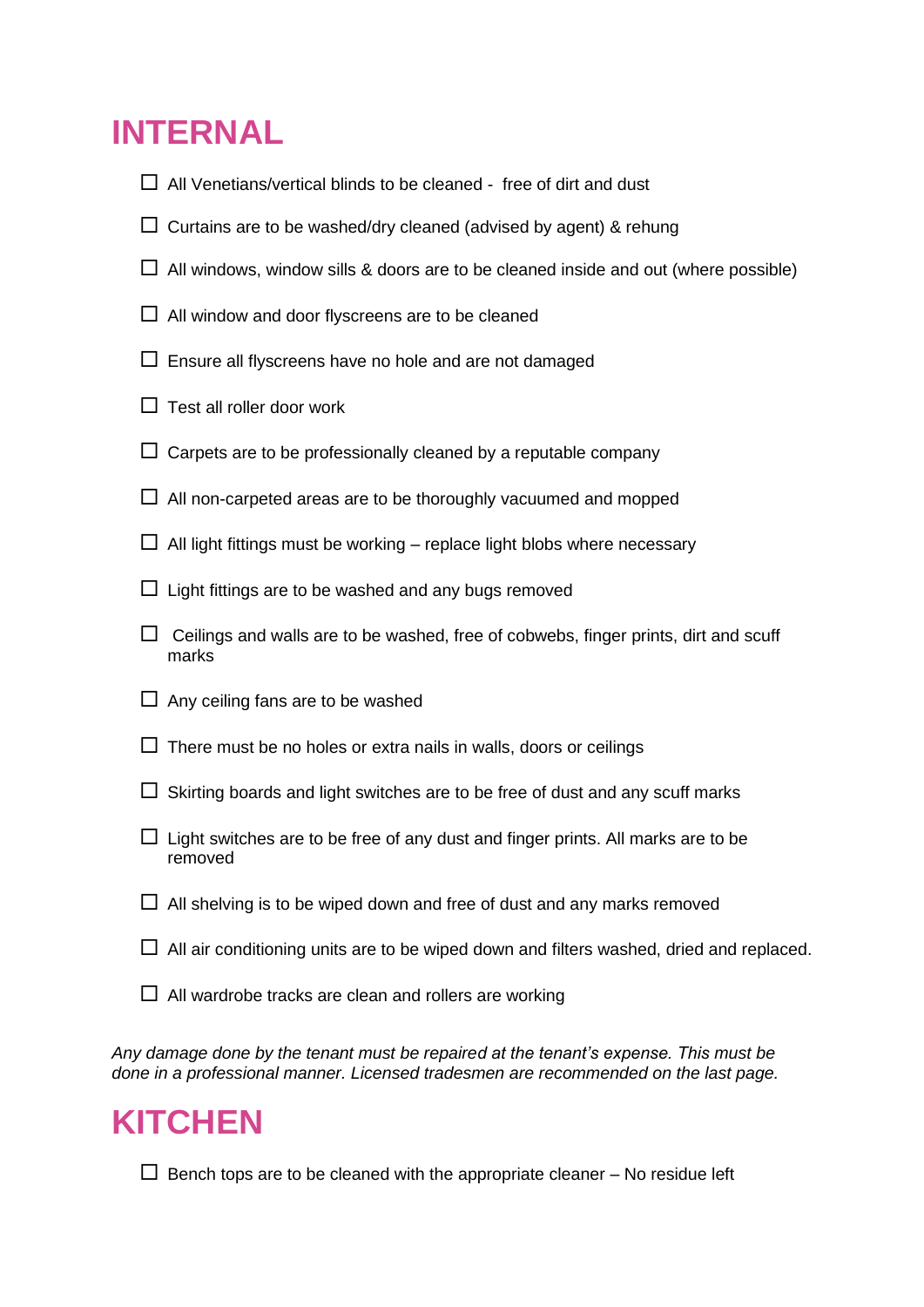# INTERNAL

- ☐ All Venetians/vertical blinds to be cleaned - free of dirt and dust
- ☐ Curtains are to be washed/dry cleaned (advised by agent) & rehung
- ☐ All windows, window sills & doors are to be cleaned inside and out (where possible)
- ☐ All window and door flyscreens are to be cleaned
- ☐ Ensure all flyscreens have no hole and are not damaged
- ☐ Test all roller door work
- ☐ Carpets are to be professionally cleaned by a reputable company
- ☐ All non-carpeted areas are to be thoroughly vacuumed and mopped
- ☐ All light fittings must be working – replace light blobs where necessary
- ☐ Light fittings are to be washed and any bugs removed
- ☐ Ceilings and walls are to be washed, free of cobwebs, finger prints, dirt and scuff marks
- ☐ Any ceiling fans are to be washed
- ☐ There must be no holes or extra nails in walls, doors or ceilings
- ☐ Skirting boards and light switches are to be free of dust and any scuff marks
- ☐ Light switches are to be free of any dust and finger prints. All marks are to be removed
- ☐ All shelving is to be wiped down and free of dust and any marks removed
- ☐ All air conditioning units are to be wiped down and filters washed, dried and replaced.
- ☐ All wardrobe tracks are clean and rollers are working

*Any damage done by the tenant must be repaired at the tenant's expense. This must be done in a professional manner. Licensed tradesmen are recommended on the last page.*

# KITCHEN

- ☐ Bench tops are to be cleaned with the appropriate cleaner – No residue left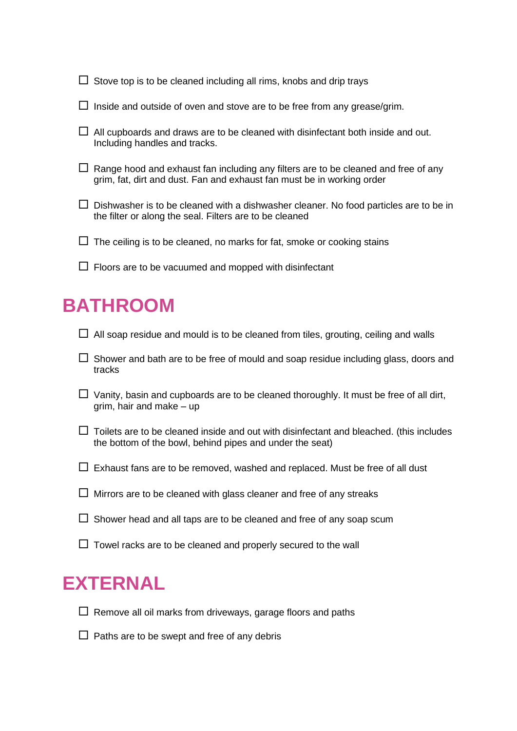- ☐ Stove top is to be cleaned including all rims, knobs and drip trays
- ☐ Inside and outside of oven and stove are to be free from any grease/grim.
- ☐ All cupboards and draws are to be cleaned with disinfectant both inside and out. Including handles and tracks.
- ☐ Range hood and exhaust fan including any filters are to be cleaned and free of any grim, fat, dirt and dust. Fan and exhaust fan must be in working order
- ☐ Dishwasher is to be cleaned with a dishwasher cleaner. No food particles are to be in the filter or along the seal. Filters are to be cleaned
- ☐ The ceiling is to be cleaned, no marks for fat, smoke or cooking stains
- ☐ Floors are to be vacuumed and mopped with disinfectant

## BATHROOM

- ☐ All soap residue and mould is to be cleaned from tiles, grouting, ceiling and walls
- ☐ Shower and bath are to be free of mould and soap residue including glass, doors and tracks
- ☐ Vanity, basin and cupboards are to be cleaned thoroughly. It must be free of all dirt, grim, hair and make – up
- ☐ Toilets are to be cleaned inside and out with disinfectant and bleached. (this includes the bottom of the bowl, behind pipes and under the seat)
- ☐ Exhaust fans are to be removed, washed and replaced. Must be free of all dust
- ☐ Mirrors are to be cleaned with glass cleaner and free of any streaks
- ☐ Shower head and all taps are to be cleaned and free of any soap scum
- ☐ Towel racks are to be cleaned and properly secured to the wall

## EXTERNAL

- ☐ Remove all oil marks from driveways, garage floors and paths
- ☐ Paths are to be swept and free of any debris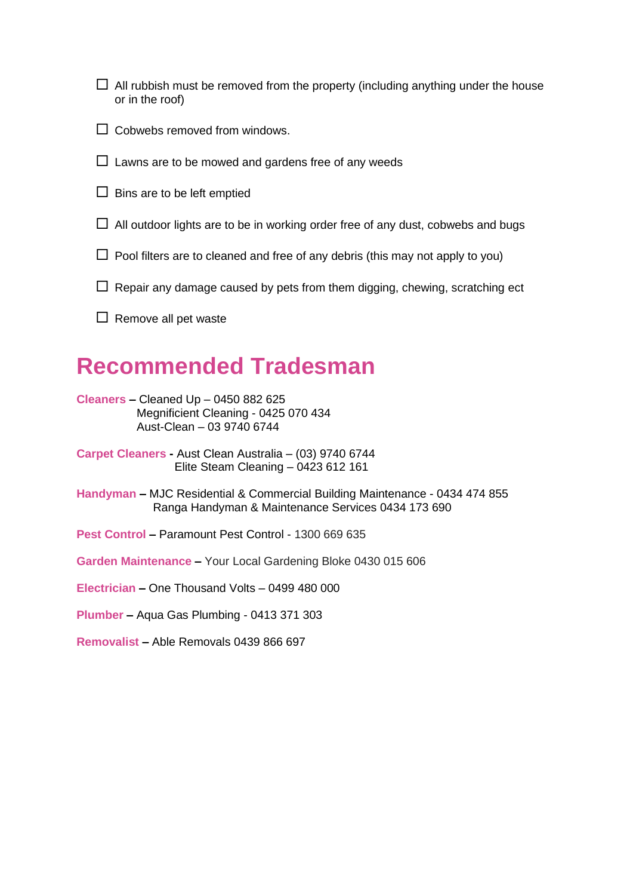- ☐ All rubbish must be removed from the property (including anything under the house or in the roof)
- ☐ Cobwebs removed from windows.
- ☐ Lawns are to be mowed and gardens free of any weeds
- ☐ Bins are to be left emptied
- ☐ All outdoor lights are to be in working order free of any dust, cobwebs and bugs
- ☐ Pool filters are to cleaned and free of any debris (this may not apply to you)
- ☐ Repair any damage caused by pets from them digging, chewing, scratching ect
- ☐ Remove all pet waste

# Recommended Tradesman

**Cleaners** – Cleaned Up – 0450 882 625
Megnificient Cleaning - 0425 070 434
Aust-Clean – 03 9740 6744

**Carpet Cleaners** - Aust Clean Australia – (03) 9740 6744
Elite Steam Cleaning – 0423 612 161

**Handyman** – MJC Residential & Commercial Building Maintenance - 0434 474 855
Ranga Handyman & Maintenance Services 0434 173 690

**Pest Control** – Paramount Pest Control - 1300 669 635

**Garden Maintenance** – Your Local Gardening Bloke 0430 015 606

**Electrician** – One Thousand Volts – 0499 480 000

**Plumber** – Aqua Gas Plumbing - 0413 371 303

**Removalist** – Able Removals 0439 866 697